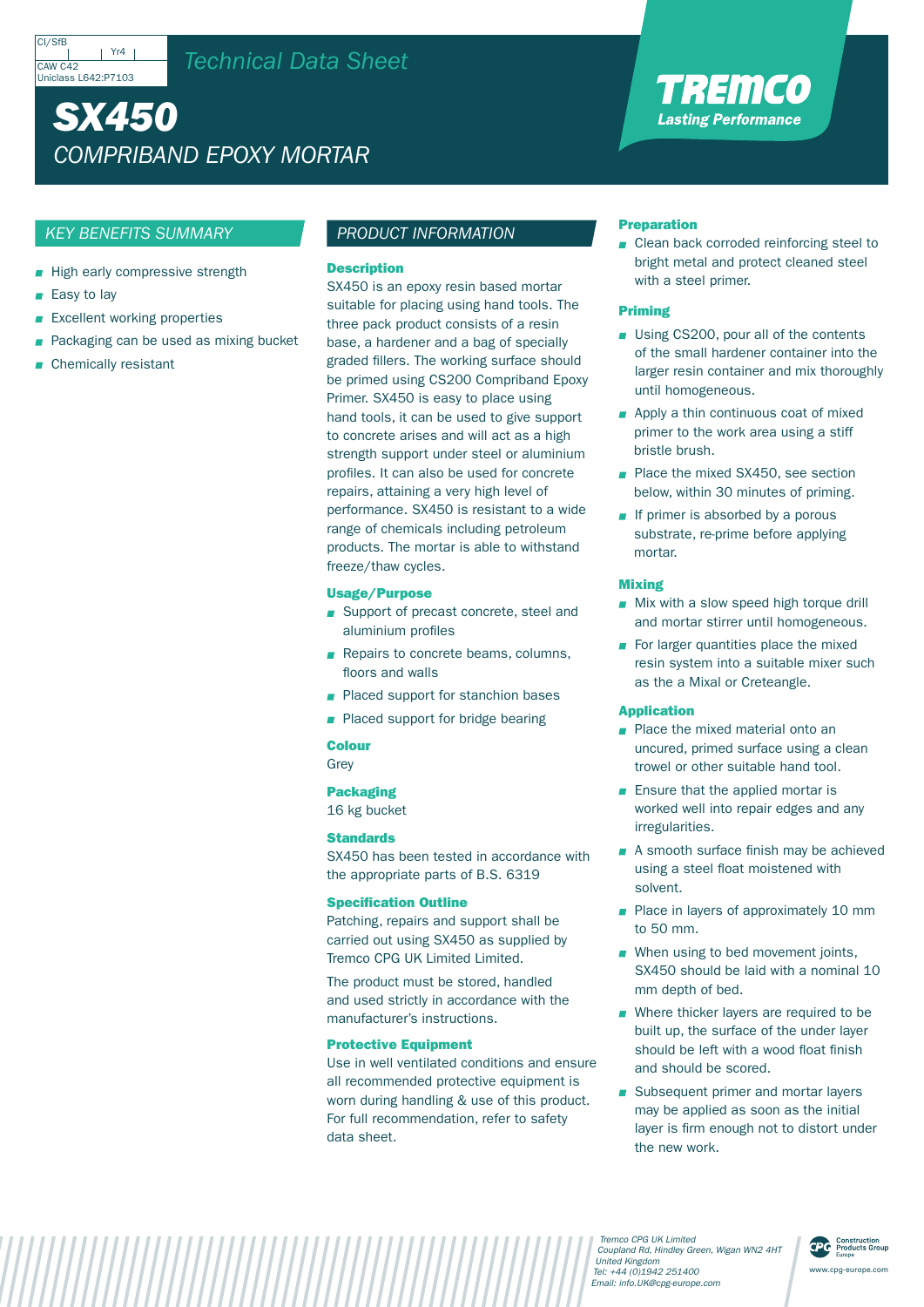CI/SfB | Yr4 |
CAW C42
Uniclass L642:P7103

*Technical Data Sheet*

# SX450

## *COMPRIBAND EPOXY MORTAR*

**TREMCO**
*Lasting Performance*

## *KEY BENEFITS SUMMARY*

- High early compressive strength
- Easy to lay
- Excellent working properties
- Packaging can be used as mixing bucket
- Chemically resistant

## *PRODUCT INFORMATION*

### Description

SX450 is an epoxy resin based mortar suitable for placing using hand tools. The three pack product consists of a resin base, a hardener and a bag of specially graded fillers. The working surface should be primed using CS200 Compriband Epoxy Primer. SX450 is easy to place using hand tools, it can be used to give support to concrete arises and will act as a high strength support under steel or aluminium profiles. It can also be used for concrete repairs, attaining a very high level of performance. SX450 is resistant to a wide range of chemicals including petroleum products. The mortar is able to withstand freeze/thaw cycles.

### Usage/Purpose

- Support of precast concrete, steel and aluminium profiles
- Repairs to concrete beams, columns, floors and walls
- Placed support for stanchion bases
- Placed support for bridge bearing

### Colour

Grey

### Packaging

16 kg bucket

### Standards

SX450 has been tested in accordance with the appropriate parts of B.S. 6319

### Specification Outline

Patching, repairs and support shall be carried out using SX450 as supplied by Tremco CPG UK Limited Limited.

The product must be stored, handled and used strictly in accordance with the manufacturer's instructions.

### Protective Equipment

Use in well ventilated conditions and ensure all recommended protective equipment is worn during handling & use of this product. For full recommendation, refer to safety data sheet.

### Preparation

- Clean back corroded reinforcing steel to bright metal and protect cleaned steel with a steel primer.

### Priming

- Using CS200, pour all of the contents of the small hardener container into the larger resin container and mix thoroughly until homogeneous.
- Apply a thin continuous coat of mixed primer to the work area using a stiff bristle brush.
- Place the mixed SX450, see section below, within 30 minutes of priming.
- If primer is absorbed by a porous substrate, re-prime before applying mortar.

### Mixing

- Mix with a slow speed high torque drill and mortar stirrer until homogeneous.
- For larger quantities place the mixed resin system into a suitable mixer such as the a Mixal or Creteangle.

### Application

- Place the mixed material onto an uncured, primed surface using a clean trowel or other suitable hand tool.
- Ensure that the applied mortar is worked well into repair edges and any irregularities.
- A smooth surface finish may be achieved using a steel float moistened with solvent.
- Place in layers of approximately 10 mm to 50 mm.
- When using to bed movement joints, SX450 should be laid with a nominal 10 mm depth of bed.
- Where thicker layers are required to be built up, the surface of the under layer should be left with a wood float finish and should be scored.
- Subsequent primer and mortar layers may be applied as soon as the initial layer is firm enough not to distort under the new work.

*Tremco CPG UK Limited*
*Coupland Rd, Hindley Green, Wigan WN2 4HT*
*United Kingdom*
*Tel: +44 (0)1942 251400*
*Email: info.UK@cpg-europe.com*

Construction Products Group Europe
www.cpg-europe.com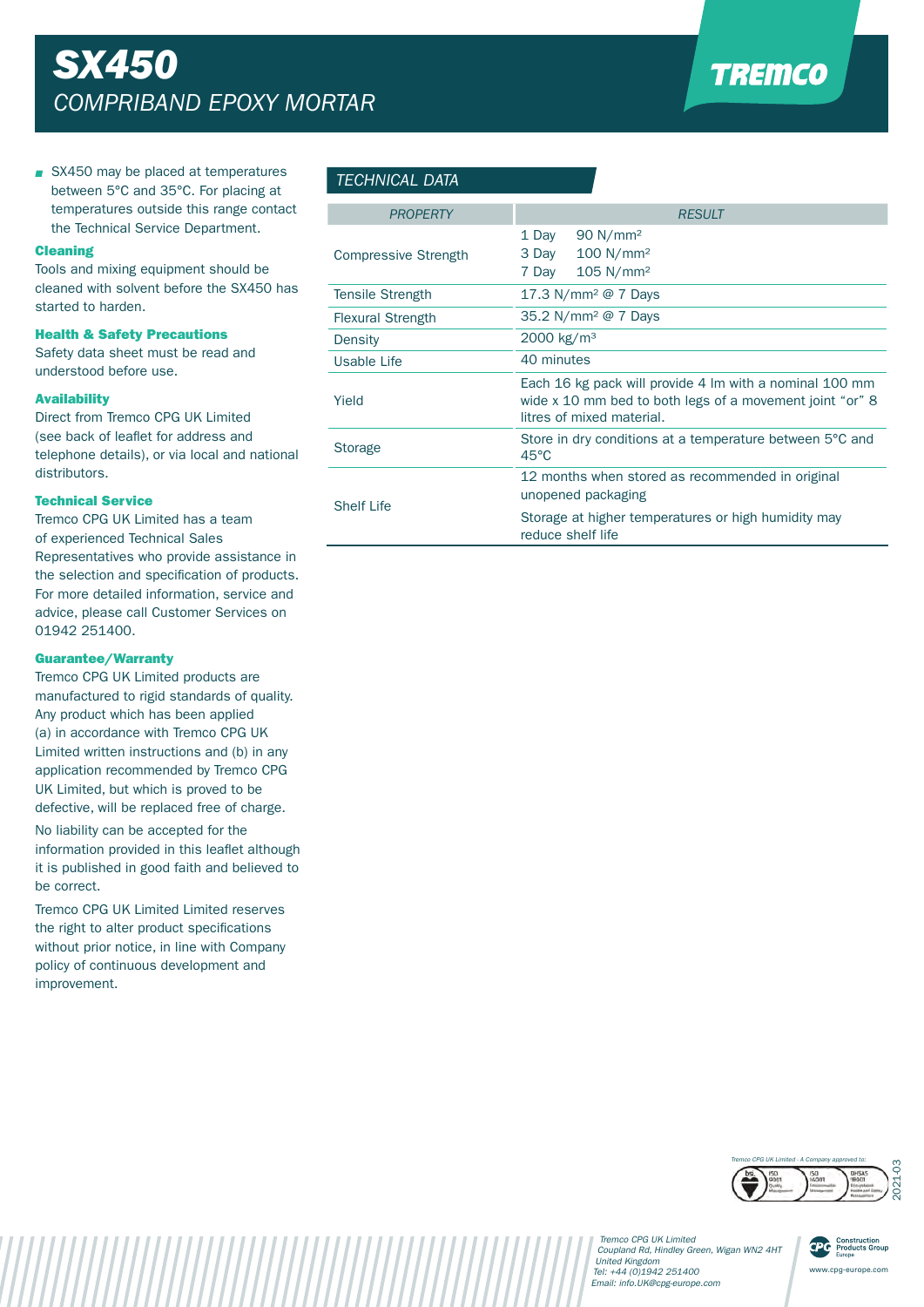# SX450

## COMPRIBAND EPOXY MORTAR

- SX450 may be placed at temperatures between 5°C and 35°C. For placing at temperatures outside this range contact the Technical Service Department.

### Cleaning

Tools and mixing equipment should be cleaned with solvent before the SX450 has started to harden.

### Health & Safety Precautions

Safety data sheet must be read and understood before use.

### Availability

Direct from Tremco CPG UK Limited (see back of leaflet for address and telephone details), or via local and national distributors.

### Technical Service

Tremco CPG UK Limited has a team of experienced Technical Sales Representatives who provide assistance in the selection and specification of products. For more detailed information, service and advice, please call Customer Services on 01942 251400.

### Guarantee/Warranty

Tremco CPG UK Limited products are manufactured to rigid standards of quality. Any product which has been applied (a) in accordance with Tremco CPG UK Limited written instructions and (b) in any application recommended by Tremco CPG UK Limited, but which is proved to be defective, will be replaced free of charge.

No liability can be accepted for the information provided in this leaflet although it is published in good faith and believed to be correct.

Tremco CPG UK Limited Limited reserves the right to alter product specifications without prior notice, in line with Company policy of continuous development and improvement.

## TECHNICAL DATA

| PROPERTY | RESULT |
|---|---|
| Compressive Strength | 1 Day 90 N/mm$^2$<br>3 Day 100 N/mm$^2$<br>7 Day 105 N/mm$^2$ |
| Tensile Strength | 17.3 N/mm$^2$ @ 7 Days |
| Flexural Strength | 35.2 N/mm$^2$ @ 7 Days |
| Density | 2000 kg/m$^3$ |
| Usable Life | 40 minutes |
| Yield | Each 16 kg pack will provide 4 lm with a nominal 100 mm wide x 10 mm bed to both legs of a movement joint "or" 8 litres of mixed material. |
| Storage | Store in dry conditions at a temperature between 5°C and 45°C |
| Shelf Life | 12 months when stored as recommended in original unopened packaging<br>Storage at higher temperatures or high humidity may reduce shelf life |

Tremco CPG UK Limited - A Company approved to: ISO 9001 Quality Management, ISO 14001 Environmental Management, OHSAS 18001 Occupational Health and Safety Management

2021-03

Tremco CPG UK Limited
Coupland Rd, Hindley Green, Wigan WN2 4HT
United Kingdom
Tel: +44 (0)1942 251400
Email: info.UK@cpg-europe.com

Construction Products Group Europe
www.cpg-europe.com